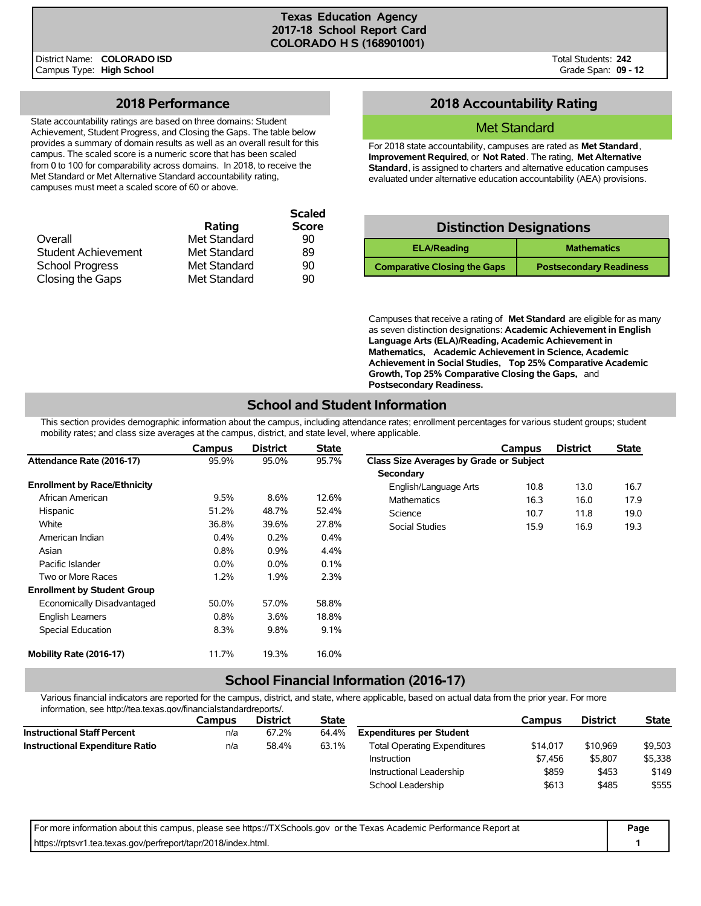# Texas Education Agency
## 2017-18 School Report Card
## COLORADO H S (168901001)

District Name: **COLORADO ISD**
Campus Type: **High School**

Total Students: **242**
Grade Span: **09 - 12**

## 2018 Performance

State accountability ratings are based on three domains: Student Achievement, Student Progress, and Closing the Gaps. The table below provides a summary of domain results as well as an overall result for this campus. The scaled score is a numeric score that has been scaled from 0 to 100 for comparability across domains. In 2018, to receive the Met Standard or Met Alternative Standard accountability rating, campuses must meet a scaled score of 60 or above.

| | Rating | Scaled Score |
|---|---|---|
| Overall | Met Standard | 90 |
| Student Achievement | Met Standard | 89 |
| School Progress | Met Standard | 90 |
| Closing the Gaps | Met Standard | 90 |

## 2018 Accountability Rating

**Met Standard**

For 2018 state accountability, campuses are rated as **Met Standard**, **Improvement Required**, or **Not Rated**. The rating, **Met Alternative Standard**, is assigned to charters and alternative education campuses evaluated under alternative education accountability (AEA) provisions.

## Distinction Designations

| ELA/Reading | Mathematics |
|---|---|
| Comparative Closing the Gaps | Postsecondary Readiness |

Campuses that receive a rating of **Met Standard** are eligible for as many as seven distinction designations: **Academic Achievement in English Language Arts (ELA)/Reading, Academic Achievement in Mathematics, Academic Achievement in Science, Academic Achievement in Social Studies, Top 25% Comparative Academic Growth, Top 25% Comparative Closing the Gaps,** and **Postsecondary Readiness.**

## School and Student Information

This section provides demographic information about the campus, including attendance rates; enrollment percentages for various student groups; student mobility rates; and class size averages at the campus, district, and state level, where applicable.

| | Campus | District | State |
|---|---|---|---|
| **Attendance Rate (2016-17)** | 95.9% | 95.0% | 95.7% |
| **Enrollment by Race/Ethnicity** | | | |
| African American | 9.5% | 8.6% | 12.6% |
| Hispanic | 51.2% | 48.7% | 52.4% |
| White | 36.8% | 39.6% | 27.8% |
| American Indian | 0.4% | 0.2% | 0.4% |
| Asian | 0.8% | 0.9% | 4.4% |
| Pacific Islander | 0.0% | 0.0% | 0.1% |
| Two or More Races | 1.2% | 1.9% | 2.3% |
| **Enrollment by Student Group** | | | |
| Economically Disadvantaged | 50.0% | 57.0% | 58.8% |
| English Learners | 0.8% | 3.6% | 18.8% |
| Special Education | 8.3% | 9.8% | 9.1% |
| **Mobility Rate (2016-17)** | 11.7% | 19.3% | 16.0% |

| | Campus | District | State |
|---|---|---|---|
| **Class Size Averages by Grade or Subject** | | | |
| **Secondary** | | | |
| English/Language Arts | 10.8 | 13.0 | 16.7 |
| Mathematics | 16.3 | 16.0 | 17.9 |
| Science | 10.7 | 11.8 | 19.0 |
| Social Studies | 15.9 | 16.9 | 19.3 |

## School Financial Information (2016-17)

Various financial indicators are reported for the campus, district, and state, where applicable, based on actual data from the prior year. For more information, see http://tea.texas.gov/financialstandardreports/.

| | Campus | District | State |
|---|---|---|---|
| **Instructional Staff Percent** | n/a | 67.2% | 64.4% |
| **Instructional Expenditure Ratio** | n/a | 58.4% | 63.1% |

| | Campus | District | State |
|---|---|---|---|
| **Expenditures per Student** | | | |
| Total Operating Expenditures | $14,017 | $10,969 | $9,503 |
| Instruction | $7,456 | $5,807 | $5,338 |
| Instructional Leadership | $859 | $453 | $149 |
| School Leadership | $613 | $485 | $555 |

For more information about this campus, please see https://TXSchools.gov or the Texas Academic Performance Report at https://rptsvr1.tea.texas.gov/perfreport/tapr/2018/index.html.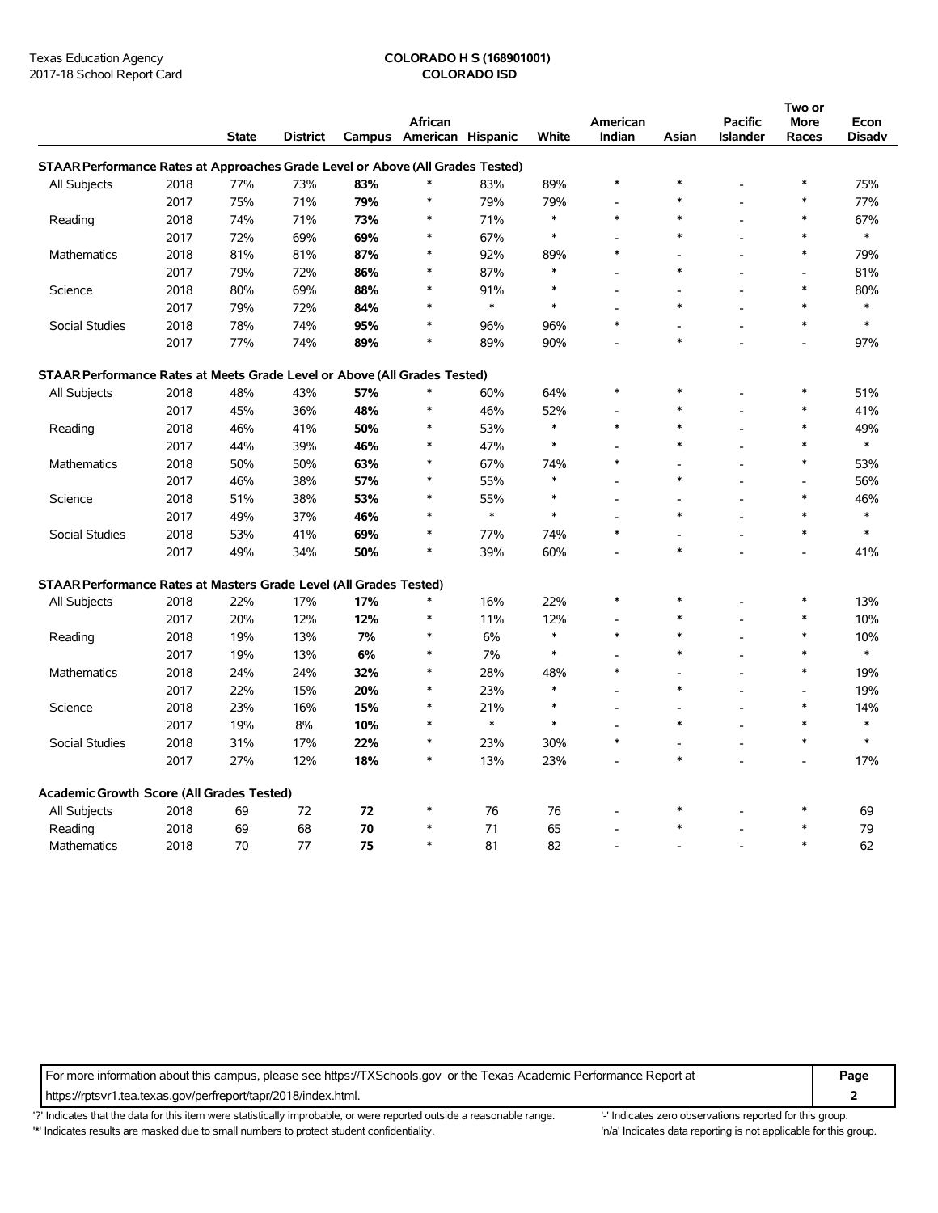Texas Education Agency
2017-18 School Report Card

**COLORADO H S (168901001)**
**COLORADO ISD**

| | | State | District | Campus | African American | Hispanic | White | American Indian | Asian | Pacific Islander | Two or More Races | Econ Disadv |
|---|---|---|---|---|---|---|---|---|---|---|---|---|
| **STAAR Performance Rates at Approaches Grade Level or Above (All Grades Tested)** | | | | | | | | | | | | |
| All Subjects | 2018 | 77% | 73% | **83%** | * | 83% | 89% | * | * | - | * | 75% |
| | 2017 | 75% | 71% | **79%** | * | 79% | 79% | - | * | - | * | 77% |
| Reading | 2018 | 74% | 71% | **73%** | * | 71% | * | * | * | - | * | 67% |
| | 2017 | 72% | 69% | **69%** | * | 67% | * | - | * | - | * | * |
| Mathematics | 2018 | 81% | 81% | **87%** | * | 92% | 89% | * | - | - | * | 79% |
| | 2017 | 79% | 72% | **86%** | * | 87% | * | - | * | - | - | 81% |
| Science | 2018 | 80% | 69% | **88%** | * | 91% | * | - | - | - | * | 80% |
| | 2017 | 79% | 72% | **84%** | * | * | * | - | * | - | * | * |
| Social Studies | 2018 | 78% | 74% | **95%** | * | 96% | 96% | * | - | - | * | * |
| | 2017 | 77% | 74% | **89%** | * | 89% | 90% | - | * | - | - | 97% |
| **STAAR Performance Rates at Meets Grade Level or Above (All Grades Tested)** | | | | | | | | | | | | |
| All Subjects | 2018 | 48% | 43% | **57%** | * | 60% | 64% | * | * | - | * | 51% |
| | 2017 | 45% | 36% | **48%** | * | 46% | 52% | - | * | - | * | 41% |
| Reading | 2018 | 46% | 41% | **50%** | * | 53% | * | * | * | - | * | 49% |
| | 2017 | 44% | 39% | **46%** | * | 47% | * | - | * | - | * | * |
| Mathematics | 2018 | 50% | 50% | **63%** | * | 67% | 74% | * | - | - | * | 53% |
| | 2017 | 46% | 38% | **57%** | * | 55% | * | - | * | - | - | 56% |
| Science | 2018 | 51% | 38% | **53%** | * | 55% | * | - | - | - | * | 46% |
| | 2017 | 49% | 37% | **46%** | * | * | * | - | * | - | * | * |
| Social Studies | 2018 | 53% | 41% | **69%** | * | 77% | 74% | * | - | - | * | * |
| | 2017 | 49% | 34% | **50%** | * | 39% | 60% | - | * | - | - | 41% |
| **STAAR Performance Rates at Masters Grade Level (All Grades Tested)** | | | | | | | | | | | | |
| All Subjects | 2018 | 22% | 17% | **17%** | * | 16% | 22% | * | * | - | * | 13% |
| | 2017 | 20% | 12% | **12%** | * | 11% | 12% | - | * | - | * | 10% |
| Reading | 2018 | 19% | 13% | **7%** | * | 6% | * | * | * | - | * | 10% |
| | 2017 | 19% | 13% | **6%** | * | 7% | * | - | * | - | * | * |
| Mathematics | 2018 | 24% | 24% | **32%** | * | 28% | 48% | * | - | - | * | 19% |
| | 2017 | 22% | 15% | **20%** | * | 23% | * | - | * | - | - | 19% |
| Science | 2018 | 23% | 16% | **15%** | * | 21% | * | - | - | - | * | 14% |
| | 2017 | 19% | 8% | **10%** | * | * | * | - | * | - | * | * |
| Social Studies | 2018 | 31% | 17% | **22%** | * | 23% | 30% | * | - | - | * | * |
| | 2017 | 27% | 12% | **18%** | * | 13% | 23% | - | * | - | - | 17% |
| **Academic Growth Score (All Grades Tested)** | | | | | | | | | | | | |
| All Subjects | 2018 | 69 | 72 | **72** | * | 76 | 76 | - | * | - | * | 69 |
| Reading | 2018 | 69 | 68 | **70** | * | 71 | 65 | - | * | - | * | 79 |
| Mathematics | 2018 | 70 | 77 | **75** | * | 81 | 82 | - | - | - | * | 62 |

For more information about this campus, please see https://TXSchools.gov or the Texas Academic Performance Report at https://rptsvr1.tea.texas.gov/perfreport/tapr/2018/index.html.

'?' Indicates that the data for this item were statistically improbable, or were reported outside a reasonable range.
'*' Indicates results are masked due to small numbers to protect student confidentiality.
'-' Indicates zero observations reported for this group.
'n/a' Indicates data reporting is not applicable for this group.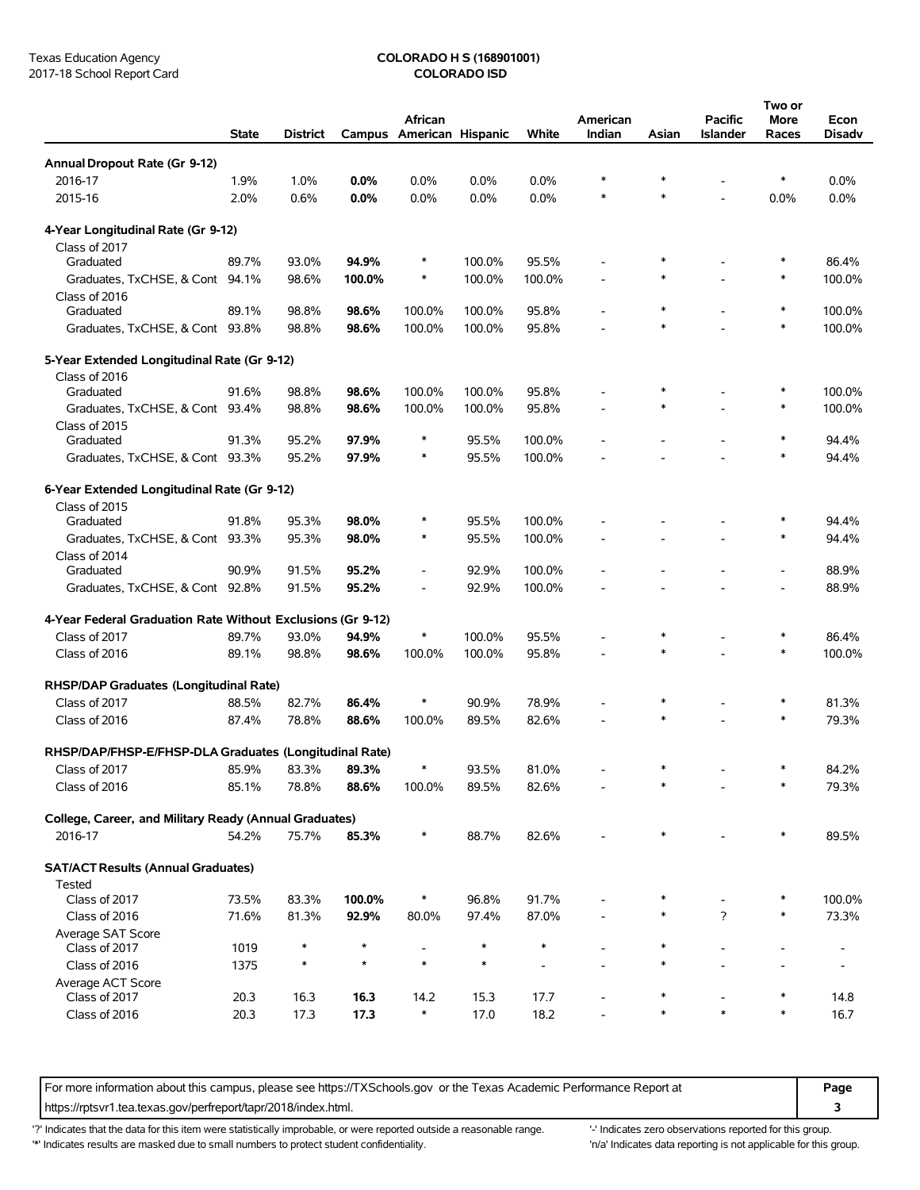Texas Education Agency
2017-18 School Report Card

**COLORADO H S (168901001)**
**COLORADO ISD**

| | State | District | Campus | African American | Hispanic | White | American Indian | Asian | Pacific Islander | Two or More Races | Econ Disadv |
|---|---|---|---|---|---|---|---|---|---|---|---|
| **Annual Dropout Rate (Gr 9-12)** | | | | | | | | | | | |
| 2016-17 | 1.9% | 1.0% | **0.0%** | 0.0% | 0.0% | 0.0% | * | * | - | * | 0.0% |
| 2015-16 | 2.0% | 0.6% | **0.0%** | 0.0% | 0.0% | 0.0% | * | * | - | 0.0% | 0.0% |
| **4-Year Longitudinal Rate (Gr 9-12)** | | | | | | | | | | | |
| Class of 2017 | | | | | | | | | | | |
| Graduated | 89.7% | 93.0% | **94.9%** | * | 100.0% | 95.5% | - | * | - | * | 86.4% |
| Graduates, TxCHSE, & Cont | 94.1% | 98.6% | **100.0%** | * | 100.0% | 100.0% | - | * | - | * | 100.0% |
| Class of 2016 | | | | | | | | | | | |
| Graduated | 89.1% | 98.8% | **98.6%** | 100.0% | 100.0% | 95.8% | - | * | - | * | 100.0% |
| Graduates, TxCHSE, & Cont | 93.8% | 98.8% | **98.6%** | 100.0% | 100.0% | 95.8% | - | * | - | * | 100.0% |
| **5-Year Extended Longitudinal Rate (Gr 9-12)** | | | | | | | | | | | |
| Class of 2016 | | | | | | | | | | | |
| Graduated | 91.6% | 98.8% | **98.6%** | 100.0% | 100.0% | 95.8% | - | * | - | * | 100.0% |
| Graduates, TxCHSE, & Cont | 93.4% | 98.8% | **98.6%** | 100.0% | 100.0% | 95.8% | - | * | - | * | 100.0% |
| Class of 2015 | | | | | | | | | | | |
| Graduated | 91.3% | 95.2% | **97.9%** | * | 95.5% | 100.0% | - | - | - | * | 94.4% |
| Graduates, TxCHSE, & Cont | 93.3% | 95.2% | **97.9%** | * | 95.5% | 100.0% | - | - | - | * | 94.4% |
| **6-Year Extended Longitudinal Rate (Gr 9-12)** | | | | | | | | | | | |
| Class of 2015 | | | | | | | | | | | |
| Graduated | 91.8% | 95.3% | **98.0%** | * | 95.5% | 100.0% | - | - | - | * | 94.4% |
| Graduates, TxCHSE, & Cont | 93.3% | 95.3% | **98.0%** | * | 95.5% | 100.0% | - | - | - | * | 94.4% |
| Class of 2014 | | | | | | | | | | | |
| Graduated | 90.9% | 91.5% | **95.2%** | - | 92.9% | 100.0% | - | - | - | - | 88.9% |
| Graduates, TxCHSE, & Cont | 92.8% | 91.5% | **95.2%** | - | 92.9% | 100.0% | - | - | - | - | 88.9% |
| **4-Year Federal Graduation Rate Without Exclusions (Gr 9-12)** | | | | | | | | | | | |
| Class of 2017 | 89.7% | 93.0% | **94.9%** | * | 100.0% | 95.5% | - | * | - | * | 86.4% |
| Class of 2016 | 89.1% | 98.8% | **98.6%** | 100.0% | 100.0% | 95.8% | - | * | - | * | 100.0% |
| **RHSP/DAP Graduates (Longitudinal Rate)** | | | | | | | | | | | |
| Class of 2017 | 88.5% | 82.7% | **86.4%** | * | 90.9% | 78.9% | - | * | - | * | 81.3% |
| Class of 2016 | 87.4% | 78.8% | **88.6%** | 100.0% | 89.5% | 82.6% | - | * | - | * | 79.3% |
| **RHSP/DAP/FHSP-E/FHSP-DLA Graduates (Longitudinal Rate)** | | | | | | | | | | | |
| Class of 2017 | 85.9% | 83.3% | **89.3%** | * | 93.5% | 81.0% | - | * | - | * | 84.2% |
| Class of 2016 | 85.1% | 78.8% | **88.6%** | 100.0% | 89.5% | 82.6% | - | * | - | * | 79.3% |
| **College, Career, and Military Ready (Annual Graduates)** | | | | | | | | | | | |
| 2016-17 | 54.2% | 75.7% | **85.3%** | * | 88.7% | 82.6% | - | * | - | * | 89.5% |
| **SAT/ACT Results (Annual Graduates)** | | | | | | | | | | | |
| Tested | | | | | | | | | | | |
| Class of 2017 | 73.5% | 83.3% | **100.0%** | * | 96.8% | 91.7% | - | * | - | * | 100.0% |
| Class of 2016 | 71.6% | 81.3% | **92.9%** | 80.0% | 97.4% | 87.0% | - | * | ? | * | 73.3% |
| Average SAT Score | | | | | | | | | | | |
| Class of 2017 | 1019 | * | * | - | * | * | - | * | - | - | - |
| Class of 2016 | 1375 | * | * | * | * | - | - | * | - | - | - |
| Average ACT Score | | | | | | | | | | | |
| Class of 2017 | 20.3 | 16.3 | **16.3** | 14.2 | 15.3 | 17.7 | - | * | - | * | 14.8 |
| Class of 2016 | 20.3 | 17.3 | **17.3** | * | 17.0 | 18.2 | - | * | * | * | 16.7 |

For more information about this campus, please see https://TXSchools.gov or the Texas Academic Performance Report at https://rptsvr1.tea.texas.gov/perfreport/tapr/2018/index.html.

'?' Indicates that the data for this item were statistically improbable, or were reported outside a reasonable range.
'*' Indicates results are masked due to small numbers to protect student confidentiality.
'-' Indicates zero observations reported for this group.
'n/a' Indicates data reporting is not applicable for this group.